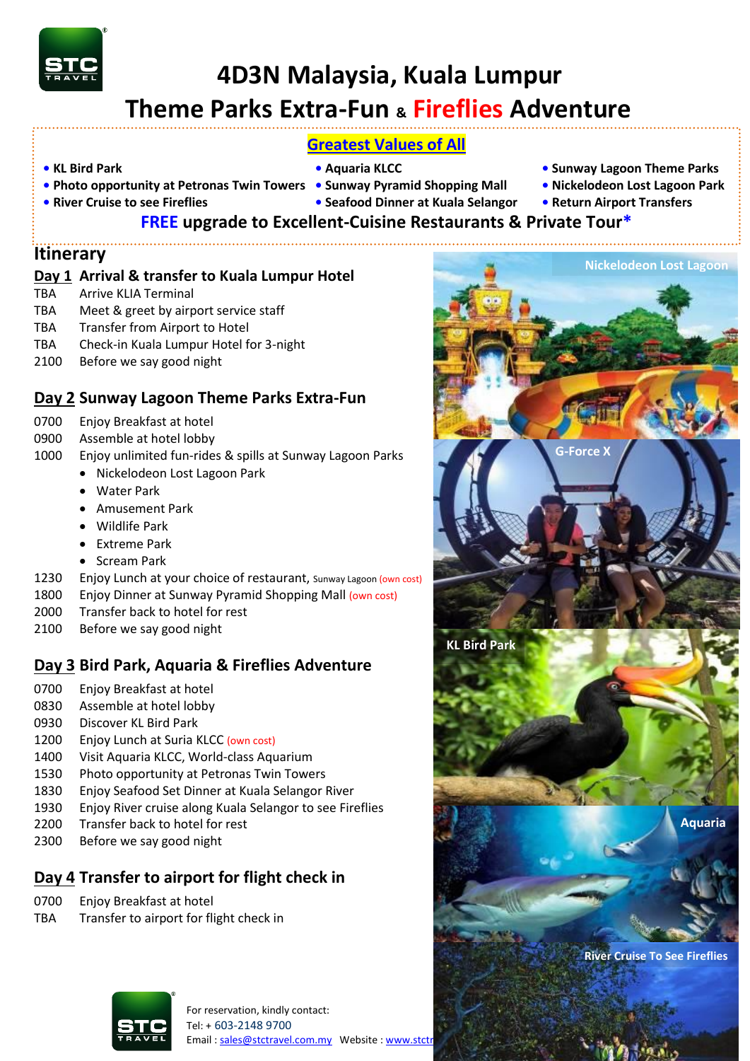# 4D3N Malaysia, Kuala Lumpur
# Theme Parks Extra-Fun & Fireflies Adventure

**Greatest Values of All**

- **KL Bird Park**
- **Photo opportunity at Petronas Twin Towers**
- **River Cruise to see Fireflies**
- **Aquaria KLCC**
- **Sunway Pyramid Shopping Mall**
- **Seafood Dinner at Kuala Selangor**
- **Sunway Lagoon Theme Parks**
- **Nickelodeon Lost Lagoon Park**
- **Return Airport Transfers**

**FREE upgrade to Excellent-Cuisine Restaurants & Private Tour***

## Itinerary

### Day 1 Arrival & transfer to Kuala Lumpur Hotel

| | |
|---|---|
| TBA | Arrive KLIA Terminal |
| TBA | Meet & greet by airport service staff |
| TBA | Transfer from Airport to Hotel |
| TBA | Check-in Kuala Lumpur Hotel for 3-night |
| 2100 | Before we say good night |

### Day 2 Sunway Lagoon Theme Parks Extra-Fun

| | |
|---|---|
| 0700 | Enjoy Breakfast at hotel |
| 0900 | Assemble at hotel lobby |
| 1000 | Enjoy unlimited fun-rides & spills at Sunway Lagoon Parks<br>• Nickelodeon Lost Lagoon Park<br>• Water Park<br>• Amusement Park<br>• Wildlife Park<br>• Extreme Park<br>• Scream Park |
| 1230 | Enjoy Lunch at your choice of restaurant, Sunway Lagoon (own cost) |
| 1800 | Enjoy Dinner at Sunway Pyramid Shopping Mall (own cost) |
| 2000 | Transfer back to hotel for rest |
| 2100 | Before we say good night |

### Day 3 Bird Park, Aquaria & Fireflies Adventure

| | |
|---|---|
| 0700 | Enjoy Breakfast at hotel |
| 0830 | Assemble at hotel lobby |
| 0930 | Discover KL Bird Park |
| 1200 | Enjoy Lunch at Suria KLCC (own cost) |
| 1400 | Visit Aquaria KLCC, World-class Aquarium |
| 1530 | Photo opportunity at Petronas Twin Towers |
| 1830 | Enjoy Seafood Set Dinner at Kuala Selangor River |
| 1930 | Enjoy River cruise along Kuala Selangor to see Fireflies |
| 2200 | Transfer back to hotel for rest |
| 2300 | Before we say good night |

### Day 4 Transfer to airport for flight check in

| | |
|---|---|
| 0700 | Enjoy Breakfast at hotel |
| TBA | Transfer to airport for flight check in |

Nickelodeon Lost Lagoon

G-Force X

KL Bird Park

Aquaria

River Cruise To See Fireflies

For reservation, kindly contact:
Tel: + 603-2148 9700
Email : sales@stctravel.com.my Website : www.stctr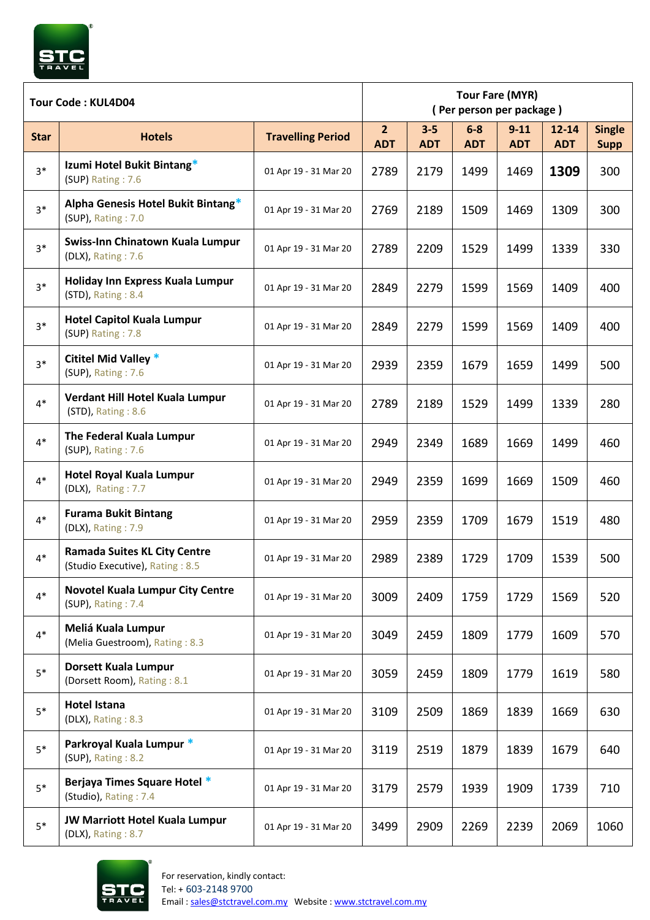| Tour Code : KUL4D04 | | | Tour Fare (MYR) ( Per person per package ) | | | | | |
|---|---|---|---|---|---|---|---|---|
| **Star** | **Hotels** | **Travelling Period** | **2 ADT** | **3-5 ADT** | **6-8 ADT** | **9-11 ADT** | **12-14 ADT** | **Single Supp** |
| 3* | **Izumi Hotel Bukit Bintang*** (SUP) Rating : 7.6 | 01 Apr 19 - 31 Mar 20 | 2789 | 2179 | 1499 | 1469 | **1309** | 300 |
| 3* | **Alpha Genesis Hotel Bukit Bintang*** (SUP), Rating : 7.0 | 01 Apr 19 - 31 Mar 20 | 2769 | 2189 | 1509 | 1469 | 1309 | 300 |
| 3* | **Swiss-Inn Chinatown Kuala Lumpur** (DLX), Rating : 7.6 | 01 Apr 19 - 31 Mar 20 | 2789 | 2209 | 1529 | 1499 | 1339 | 330 |
| 3* | **Holiday Inn Express Kuala Lumpur** (STD), Rating : 8.4 | 01 Apr 19 - 31 Mar 20 | 2849 | 2279 | 1599 | 1569 | 1409 | 400 |
| 3* | **Hotel Capitol Kuala Lumpur** (SUP) Rating : 7.8 | 01 Apr 19 - 31 Mar 20 | 2849 | 2279 | 1599 | 1569 | 1409 | 400 |
| 3* | **Cititel Mid Valley*** (SUP), Rating : 7.6 | 01 Apr 19 - 31 Mar 20 | 2939 | 2359 | 1679 | 1659 | 1499 | 500 |
| 4* | **Verdant Hill Hotel Kuala Lumpur** (STD), Rating : 8.6 | 01 Apr 19 - 31 Mar 20 | 2789 | 2189 | 1529 | 1499 | 1339 | 280 |
| 4* | **The Federal Kuala Lumpur** (SUP), Rating : 7.6 | 01 Apr 19 - 31 Mar 20 | 2949 | 2349 | 1689 | 1669 | 1499 | 460 |
| 4* | **Hotel Royal Kuala Lumpur** (DLX), Rating : 7.7 | 01 Apr 19 - 31 Mar 20 | 2949 | 2359 | 1699 | 1669 | 1509 | 460 |
| 4* | **Furama Bukit Bintang** (DLX), Rating : 7.9 | 01 Apr 19 - 31 Mar 20 | 2959 | 2359 | 1709 | 1679 | 1519 | 480 |
| 4* | **Ramada Suites KL City Centre** (Studio Executive), Rating : 8.5 | 01 Apr 19 - 31 Mar 20 | 2989 | 2389 | 1729 | 1709 | 1539 | 500 |
| 4* | **Novotel Kuala Lumpur City Centre** (SUP), Rating : 7.4 | 01 Apr 19 - 31 Mar 20 | 3009 | 2409 | 1759 | 1729 | 1569 | 520 |
| 4* | **Meliá Kuala Lumpur** (Melia Guestroom), Rating : 8.3 | 01 Apr 19 - 31 Mar 20 | 3049 | 2459 | 1809 | 1779 | 1609 | 570 |
| 5* | **Dorsett Kuala Lumpur** (Dorsett Room), Rating : 8.1 | 01 Apr 19 - 31 Mar 20 | 3059 | 2459 | 1809 | 1779 | 1619 | 580 |
| 5* | **Hotel Istana** (DLX), Rating : 8.3 | 01 Apr 19 - 31 Mar 20 | 3109 | 2509 | 1869 | 1839 | 1669 | 630 |
| 5* | **Parkroyal Kuala Lumpur*** (SUP), Rating : 8.2 | 01 Apr 19 - 31 Mar 20 | 3119 | 2519 | 1879 | 1839 | 1679 | 640 |
| 5* | **Berjaya Times Square Hotel*** (Studio), Rating : 7.4 | 01 Apr 19 - 31 Mar 20 | 3179 | 2579 | 1939 | 1909 | 1739 | 710 |
| 5* | **JW Marriott Hotel Kuala Lumpur** (DLX), Rating : 8.7 | 01 Apr 19 - 31 Mar 20 | 3499 | 2909 | 2269 | 2239 | 2069 | 1060 |

For reservation, kindly contact:
Tel: + 603-2148 9700
Email : sales@stctravel.com.my Website : www.stctravel.com.my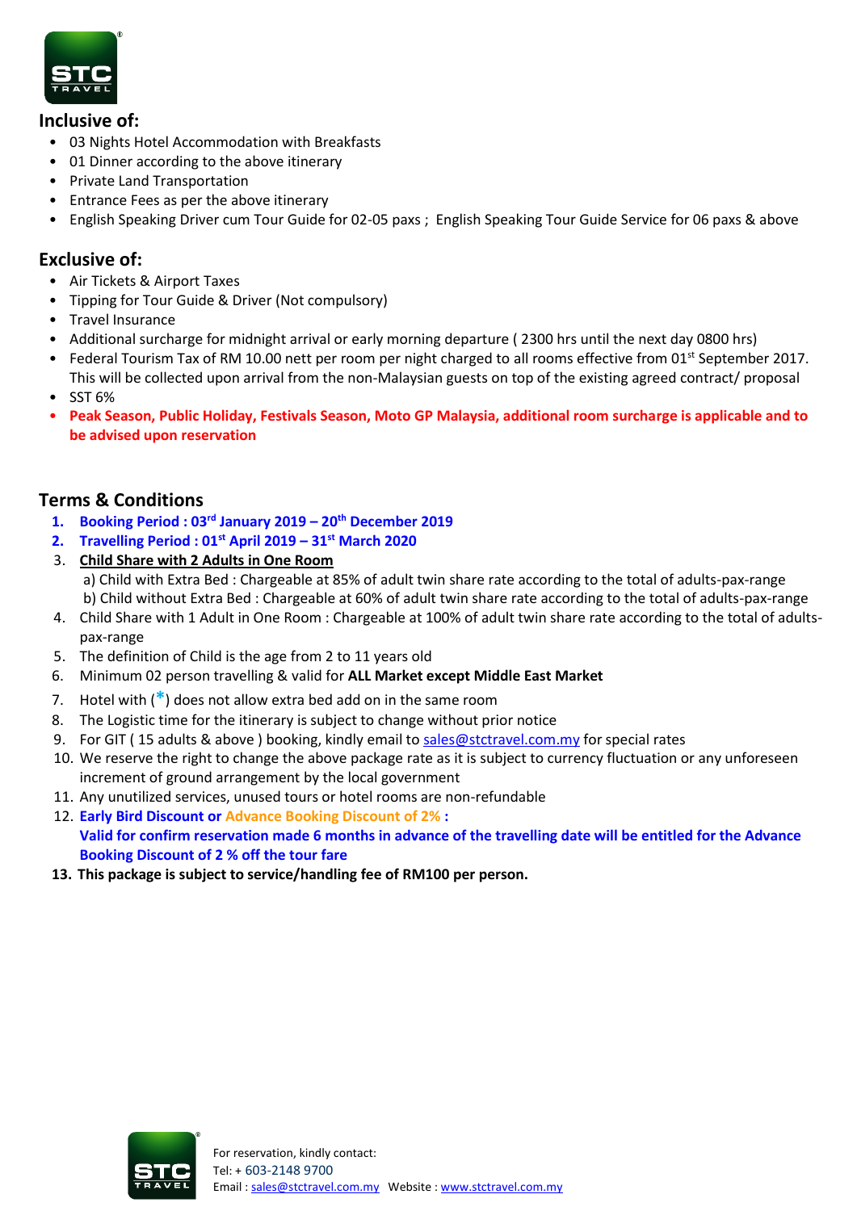## Inclusive of:

- 03 Nights Hotel Accommodation with Breakfasts
- 01 Dinner according to the above itinerary
- Private Land Transportation
- Entrance Fees as per the above itinerary
- English Speaking Driver cum Tour Guide for 02-05 paxs ; English Speaking Tour Guide Service for 06 paxs & above

## Exclusive of:

- Air Tickets & Airport Taxes
- Tipping for Tour Guide & Driver (Not compulsory)
- Travel Insurance
- Additional surcharge for midnight arrival or early morning departure ( 2300 hrs until the next day 0800 hrs)
- Federal Tourism Tax of RM 10.00 nett per room per night charged to all rooms effective from 01st September 2017. This will be collected upon arrival from the non-Malaysian guests on top of the existing agreed contract/ proposal
- SST 6%
- **Peak Season, Public Holiday, Festivals Season, Moto GP Malaysia, additional room surcharge is applicable and to be advised upon reservation**

## Terms & Conditions

1. **Booking Period : 03rd January 2019 – 20th December 2019**
2. **Travelling Period : 01st April 2019 – 31st March 2020**
3. <u>**Child Share with 2 Adults in One Room**</u>
   a) Child with Extra Bed : Chargeable at 85% of adult twin share rate according to the total of adults-pax-range
   b) Child without Extra Bed : Chargeable at 60% of adult twin share rate according to the total of adults-pax-range
4. Child Share with 1 Adult in One Room : Chargeable at 100% of adult twin share rate according to the total of adults-pax-range
5. The definition of Child is the age from 2 to 11 years old
6. Minimum 02 person travelling & valid for **ALL Market except Middle East Market**
7. Hotel with (*) does not allow extra bed add on in the same room
8. The Logistic time for the itinerary is subject to change without prior notice
9. For GIT ( 15 adults & above ) booking, kindly email to sales@stctravel.com.my for special rates
10. We reserve the right to change the above package rate as it is subject to currency fluctuation or any unforeseen increment of ground arrangement by the local government
11. Any unutilized services, unused tours or hotel rooms are non-refundable
12. **Early Bird Discount or Advance Booking Discount of 2% :**
    **Valid for confirm reservation made 6 months in advance of the travelling date will be entitled for the Advance Booking Discount of 2 % off the tour fare**
13. **This package is subject to service/handling fee of RM100 per person.**

For reservation, kindly contact:
Tel: + 603-2148 9700
Email : sales@stctravel.com.my Website : www.stctravel.com.my